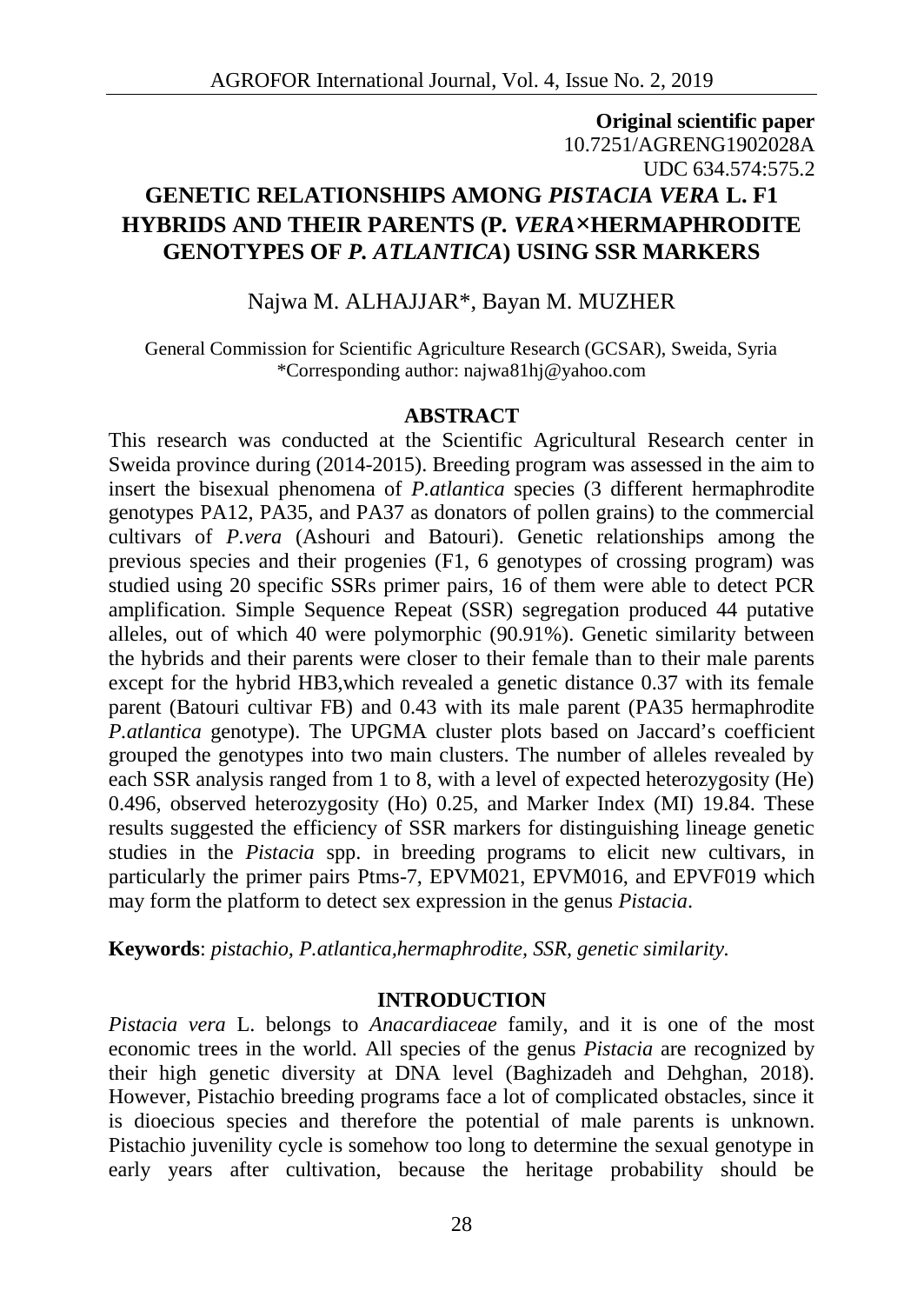**Original scientific paper**
10.7251/AGRENG1902028A
UDC 634.574:575.2

# GENETIC RELATIONSHIPS AMONG *PISTACIA VERA* L. F1 HYBRIDS AND THEIR PARENTS (P. *VERA*×HERMAPHRODITE GENOTYPES OF *P. ATLANTICA*) USING SSR MARKERS

Najwa M. ALHAJJAR*, Bayan M. MUZHER

General Commission for Scientific Agriculture Research (GCSAR), Sweida, Syria
*Corresponding author: najwa81hj@yahoo.com

## ABSTRACT

This research was conducted at the Scientific Agricultural Research center in Sweida province during (2014-2015). Breeding program was assessed in the aim to insert the bisexual phenomena of *P.atlantica* species (3 different hermaphrodite genotypes PA12, PA35, and PA37 as donators of pollen grains) to the commercial cultivars of *P.vera* (Ashouri and Batouri). Genetic relationships among the previous species and their progenies (F1, 6 genotypes of crossing program) was studied using 20 specific SSRs primer pairs, 16 of them were able to detect PCR amplification. Simple Sequence Repeat (SSR) segregation produced 44 putative alleles, out of which 40 were polymorphic (90.91%). Genetic similarity between the hybrids and their parents were closer to their female than to their male parents except for the hybrid HB3,which revealed a genetic distance 0.37 with its female parent (Batouri cultivar FB) and 0.43 with its male parent (PA35 hermaphrodite *P.atlantica* genotype). The UPGMA cluster plots based on Jaccard's coefficient grouped the genotypes into two main clusters. The number of alleles revealed by each SSR analysis ranged from 1 to 8, with a level of expected heterozygosity (He) 0.496, observed heterozygosity (Ho) 0.25, and Marker Index (MI) 19.84. These results suggested the efficiency of SSR markers for distinguishing lineage genetic studies in the *Pistacia* spp. in breeding programs to elicit new cultivars, in particularly the primer pairs Ptms-7, EPVM021, EPVM016, and EPVF019 which may form the platform to detect sex expression in the genus *Pistacia*.

**Keywords**: *pistachio, P.atlantica,hermaphrodite, SSR, genetic similarity.*

## INTRODUCTION

*Pistacia vera* L. belongs to *Anacardiaceae* family, and it is one of the most economic trees in the world. All species of the genus *Pistacia* are recognized by their high genetic diversity at DNA level (Baghizadeh and Dehghan, 2018). However, Pistachio breeding programs face a lot of complicated obstacles, since it is dioecious species and therefore the potential of male parents is unknown. Pistachio juvenility cycle is somehow too long to determine the sexual genotype in early years after cultivation, because the heritage probability should be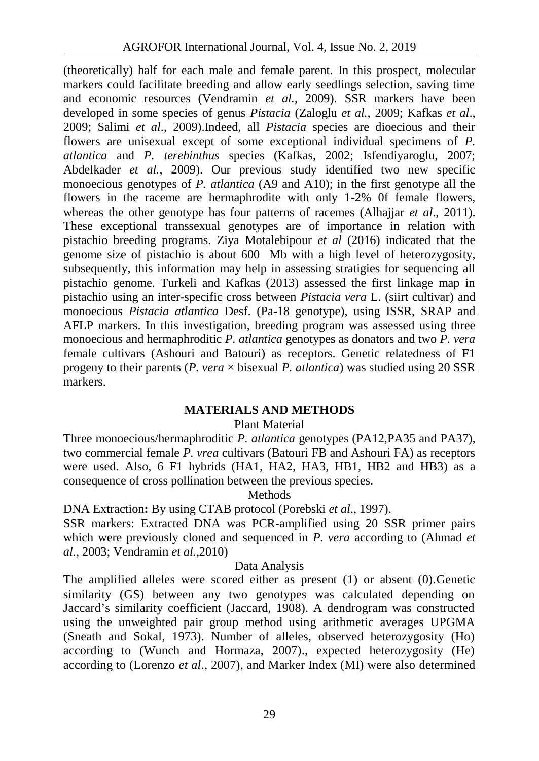(theoretically) half for each male and female parent. In this prospect, molecular markers could facilitate breeding and allow early seedlings selection, saving time and economic resources (Vendramin *et al.*, 2009). SSR markers have been developed in some species of genus *Pistacia* (Zaloglu *et al.*, 2009; Kafkas *et al*., 2009; Salimi *et al*., 2009).Indeed, all *Pistacia* species are dioecious and their flowers are unisexual except of some exceptional individual specimens of *P. atlantica* and *P. terebinthus* species (Kafkas, 2002; Isfendiyaroglu, 2007; Abdelkader *et al.*, 2009). Our previous study identified two new specific monoecious genotypes of *P. atlantica* (A9 and A10); in the first genotype all the flowers in the raceme are hermaphrodite with only 1-2% 0f female flowers, whereas the other genotype has four patterns of racemes (Alhajjar *et al*., 2011). These exceptional transsexual genotypes are of importance in relation with pistachio breeding programs. Ziya Motalebipour *et al* (2016) indicated that the genome size of pistachio is about 600 Mb with a high level of heterozygosity, subsequently, this information may help in assessing stratigies for sequencing all pistachio genome. Turkeli and Kafkas (2013) assessed the first linkage map in pistachio using an inter-specific cross between *Pistacia vera* L. (siirt cultivar) and monoecious *Pistacia atlantica* Desf. (Pa-18 genotype), using ISSR, SRAP and AFLP markers. In this investigation, breeding program was assessed using three monoecious and hermaphroditic *P. atlantica* genotypes as donators and two *P. vera* female cultivars (Ashouri and Batouri) as receptors. Genetic relatedness of F1 progeny to their parents (*P. vera* × bisexual *P. atlantica*) was studied using 20 SSR markers.

## MATERIALS AND METHODS

### Plant Material

Three monoecious/hermaphroditic *P. atlantica* genotypes (PA12,PA35 and PA37), two commercial female *P. vrea* cultivars (Batouri FB and Ashouri FA) as receptors were used. Also, 6 F1 hybrids (HA1, HA2, HA3, HB1, HB2 and HB3) as a consequence of cross pollination between the previous species.

### Methods

**DNA Extraction:** By using CTAB protocol (Porebski *et al*., 1997).

SSR markers: Extracted DNA was PCR-amplified using 20 SSR primer pairs which were previously cloned and sequenced in *P. vera* according to (Ahmad *et al.*, 2003; Vendramin *et al.*,2010)

### Data Analysis

The amplified alleles were scored either as present (1) or absent (0).Genetic similarity (GS) between any two genotypes was calculated depending on Jaccard's similarity coefficient (Jaccard, 1908). A dendrogram was constructed using the unweighted pair group method using arithmetic averages UPGMA (Sneath and Sokal, 1973). Number of alleles, observed heterozygosity (Ho) according to (Wunch and Hormaza, 2007)., expected heterozygosity (He) according to (Lorenzo *et al*., 2007), and Marker Index (MI) were also determined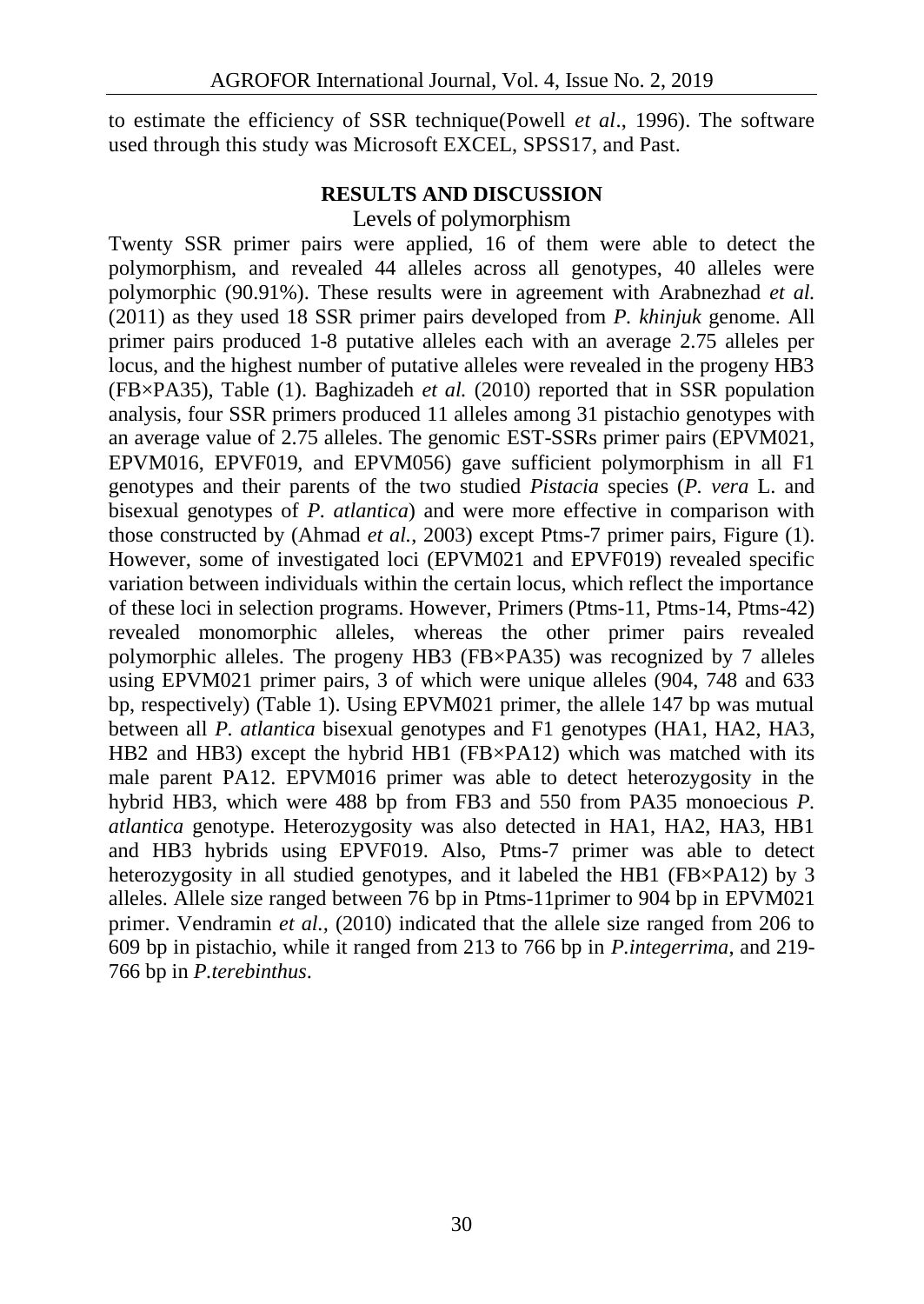to estimate the efficiency of SSR technique(Powell *et al*., 1996). The software used through this study was Microsoft EXCEL, SPSS17, and Past.

## RESULTS AND DISCUSSION

### Levels of polymorphism

Twenty SSR primer pairs were applied, 16 of them were able to detect the polymorphism, and revealed 44 alleles across all genotypes, 40 alleles were polymorphic (90.91%). These results were in agreement with Arabnezhad *et al.* (2011) as they used 18 SSR primer pairs developed from *P. khinjuk* genome. All primer pairs produced 1-8 putative alleles each with an average 2.75 alleles per locus, and the highest number of putative alleles were revealed in the progeny HB3 (FB×PA35), Table (1). Baghizadeh *et al.* (2010) reported that in SSR population analysis, four SSR primers produced 11 alleles among 31 pistachio genotypes with an average value of 2.75 alleles. The genomic EST-SSRs primer pairs (EPVM021, EPVM016, EPVF019, and EPVM056) gave sufficient polymorphism in all F1 genotypes and their parents of the two studied *Pistacia* species (*P. vera* L. and bisexual genotypes of *P. atlantica*) and were more effective in comparison with those constructed by (Ahmad *et al.*, 2003) except Ptms-7 primer pairs, Figure (1). However, some of investigated loci (EPVM021 and EPVF019) revealed specific variation between individuals within the certain locus, which reflect the importance of these loci in selection programs. However, Primers (Ptms-11, Ptms-14, Ptms-42) revealed monomorphic alleles, whereas the other primer pairs revealed polymorphic alleles. The progeny HB3 (FB×PA35) was recognized by 7 alleles using EPVM021 primer pairs, 3 of which were unique alleles (904, 748 and 633 bp, respectively) (Table 1). Using EPVM021 primer, the allele 147 bp was mutual between all *P. atlantica* bisexual genotypes and F1 genotypes (HA1, HA2, HA3, HB2 and HB3) except the hybrid HB1 (FB×PA12) which was matched with its male parent PA12. EPVM016 primer was able to detect heterozygosity in the hybrid HB3, which were 488 bp from FB3 and 550 from PA35 monoecious *P. atlantica* genotype. Heterozygosity was also detected in HA1, HA2, HA3, HB1 and HB3 hybrids using EPVF019. Also, Ptms-7 primer was able to detect heterozygosity in all studied genotypes, and it labeled the HB1 (FB×PA12) by 3 alleles. Allele size ranged between 76 bp in Ptms-11primer to 904 bp in EPVM021 primer. Vendramin *et al.*, (2010) indicated that the allele size ranged from 206 to 609 bp in pistachio, while it ranged from 213 to 766 bp in *P.integerrima*, and 219-766 bp in *P.terebinthus*.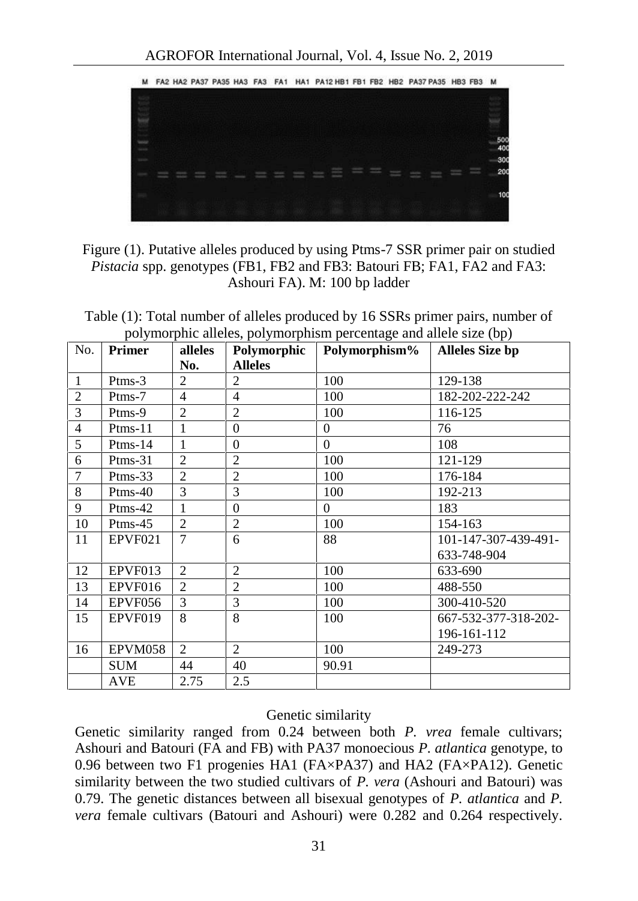Figure (1). Putative alleles produced by using Ptms-7 SSR primer pair on studied *Pistacia* spp. genotypes (FB1, FB2 and FB3: Batouri FB; FA1, FA2 and FA3: Ashouri FA). M: 100 bp ladder

Table (1): Total number of alleles produced by 16 SSRs primer pairs, number of polymorphic alleles, polymorphism percentage and allele size (bp)

| No. | Primer | alleles No. | Polymorphic Alleles | Polymorphism% | Alleles Size bp |
|---|---|---|---|---|---|
| 1 | Ptms-3 | 2 | 2 | 100 | 129-138 |
| 2 | Ptms-7 | 4 | 4 | 100 | 182-202-222-242 |
| 3 | Ptms-9 | 2 | 2 | 100 | 116-125 |
| 4 | Ptms-11 | 1 | 0 | 0 | 76 |
| 5 | Ptms-14 | 1 | 0 | 0 | 108 |
| 6 | Ptms-31 | 2 | 2 | 100 | 121-129 |
| 7 | Ptms-33 | 2 | 2 | 100 | 176-184 |
| 8 | Ptms-40 | 3 | 3 | 100 | 192-213 |
| 9 | Ptms-42 | 1 | 0 | 0 | 183 |
| 10 | Ptms-45 | 2 | 2 | 100 | 154-163 |
| 11 | EPVF021 | 7 | 6 | 88 | 101-147-307-439-491-633-748-904 |
| 12 | EPVF013 | 2 | 2 | 100 | 633-690 |
| 13 | EPVF016 | 2 | 2 | 100 | 488-550 |
| 14 | EPVF056 | 3 | 3 | 100 | 300-410-520 |
| 15 | EPVF019 | 8 | 8 | 100 | 667-532-377-318-202-196-161-112 |
| 16 | EPVM058 | 2 | 2 | 100 | 249-273 |
| | SUM | 44 | 40 | 90.91 | |
| | AVE | 2.75 | 2.5 | | |

## Genetic similarity

Genetic similarity ranged from 0.24 between both *P. vrea* female cultivars; Ashouri and Batouri (FA and FB) with PA37 monoecious *P. atlantica* genotype, to 0.96 between two F1 progenies HA1 (FA×PA37) and HA2 (FA×PA12). Genetic similarity between the two studied cultivars of *P. vera* (Ashouri and Batouri) was 0.79. The genetic distances between all bisexual genotypes of *P. atlantica* and *P. vera* female cultivars (Batouri and Ashouri) were 0.282 and 0.264 respectively.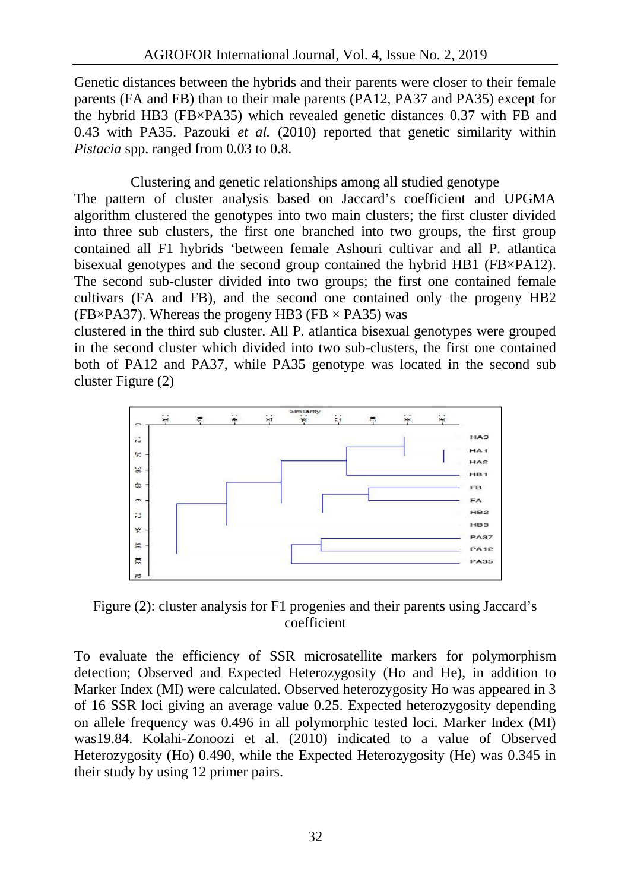Genetic distances between the hybrids and their parents were closer to their female parents (FA and FB) than to their male parents (PA12, PA37 and PA35) except for the hybrid HB3 (FB×PA35) which revealed genetic distances 0.37 with FB and 0.43 with PA35. Pazouki *et al.* (2010) reported that genetic similarity within *Pistacia* spp. ranged from 0.03 to 0.8.

### Clustering and genetic relationships among all studied genotype

The pattern of cluster analysis based on Jaccard's coefficient and UPGMA algorithm clustered the genotypes into two main clusters; the first cluster divided into three sub clusters, the first one branched into two groups, the first group contained all F1 hybrids 'between female Ashouri cultivar and all P. atlantica bisexual genotypes and the second group contained the hybrid HB1 (FB×PA12). The second sub-cluster divided into two groups; the first one contained female cultivars (FA and FB), and the second one contained only the progeny HB2 (FB×PA37). Whereas the progeny HB3 (FB × PA35) was clustered in the third sub cluster. All P. atlantica bisexual genotypes were grouped in the second cluster which divided into two sub-clusters, the first one contained both of PA12 and PA37, while PA35 genotype was located in the second sub cluster Figure (2)

Figure (2): cluster analysis for F1 progenies and their parents using Jaccard's coefficient

To evaluate the efficiency of SSR microsatellite markers for polymorphism detection; Observed and Expected Heterozygosity (Ho and He), in addition to Marker Index (MI) were calculated. Observed heterozygosity Ho was appeared in 3 of 16 SSR loci giving an average value 0.25. Expected heterozygosity depending on allele frequency was 0.496 in all polymorphic tested loci. Marker Index (MI) was19.84. Kolahi-Zonoozi et al. (2010) indicated to a value of Observed Heterozygosity (Ho) 0.490, while the Expected Heterozygosity (He) was 0.345 in their study by using 12 primer pairs.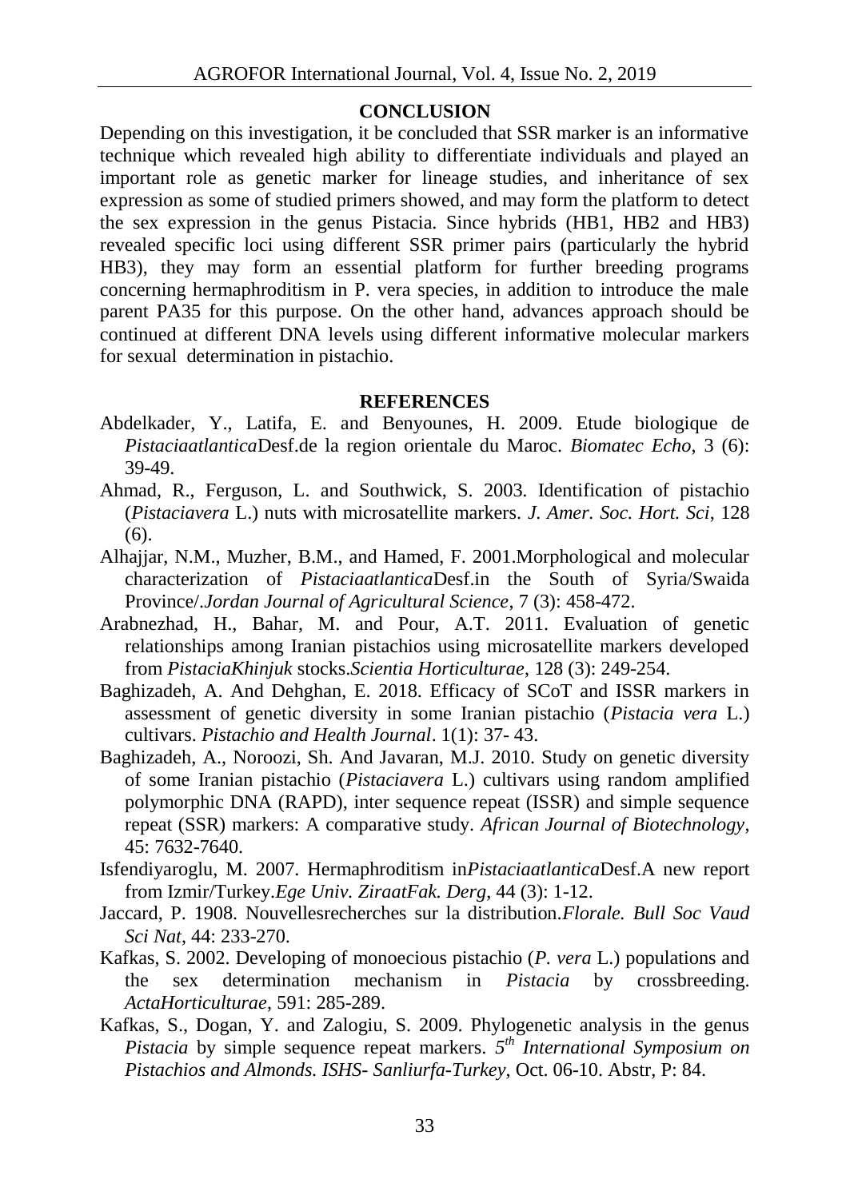## CONCLUSION

Depending on this investigation, it be concluded that SSR marker is an informative technique which revealed high ability to differentiate individuals and played an important role as genetic marker for lineage studies, and inheritance of sex expression as some of studied primers showed, and may form the platform to detect the sex expression in the genus Pistacia. Since hybrids (HB1, HB2 and HB3) revealed specific loci using different SSR primer pairs (particularly the hybrid HB3), they may form an essential platform for further breeding programs concerning hermaphroditism in P. vera species, in addition to introduce the male parent PA35 for this purpose. On the other hand, advances approach should be continued at different DNA levels using different informative molecular markers for sexual determination in pistachio.

## REFERENCES

Abdelkader, Y., Latifa, E. and Benyounes, H. 2009. Etude biologique de *Pistaciaatlantica*Desf.de la region orientale du Maroc. *Biomatec Echo*, 3 (6): 39-49.

Ahmad, R., Ferguson, L. and Southwick, S. 2003. Identification of pistachio (*Pistaciavera* L.) nuts with microsatellite markers. *J. Amer. Soc. Hort. Sci*, 128 (6).

Alhajjar, N.M., Muzher, B.M., and Hamed, F. 2001.Morphological and molecular characterization of *Pistaciaatlantica*Desf.in the South of Syria/Swaida Province/.*Jordan Journal of Agricultural Science*, 7 (3): 458-472.

Arabnezhad, H., Bahar, M. and Pour, A.T. 2011. Evaluation of genetic relationships among Iranian pistachios using microsatellite markers developed from *PistaciaKhinjuk* stocks.*Scientia Horticulturae*, 128 (3): 249-254.

Baghizadeh, A. And Dehghan, E. 2018. Efficacy of SCoT and ISSR markers in assessment of genetic diversity in some Iranian pistachio (*Pistacia vera* L.) cultivars. *Pistachio and Health Journal*. 1(1): 37- 43.

Baghizadeh, A., Noroozi, Sh. And Javaran, M.J. 2010. Study on genetic diversity of some Iranian pistachio (*Pistaciavera* L.) cultivars using random amplified polymorphic DNA (RAPD), inter sequence repeat (ISSR) and simple sequence repeat (SSR) markers: A comparative study. *African Journal of Biotechnology*, 45: 7632-7640.

Isfendiyaroglu, M. 2007. Hermaphroditism in*Pistaciaatlantica*Desf.A new report from Izmir/Turkey.*Ege Univ. ZiraatFak. Derg*, 44 (3): 1-12.

Jaccard, P. 1908. Nouvellesrecherches sur la distribution.*Florale. Bull Soc Vaud Sci Nat*, 44: 233-270.

Kafkas, S. 2002. Developing of monoecious pistachio (*P. vera* L.) populations and the sex determination mechanism in *Pistacia* by crossbreeding. *ActaHorticulturae*, 591: 285-289.

Kafkas, S., Dogan, Y. and Zalogiu, S. 2009. Phylogenetic analysis in the genus *Pistacia* by simple sequence repeat markers. *5th International Symposium on Pistachios and Almonds. ISHS- Sanliurfa-Turkey*, Oct. 06-10. Abstr, P: 84.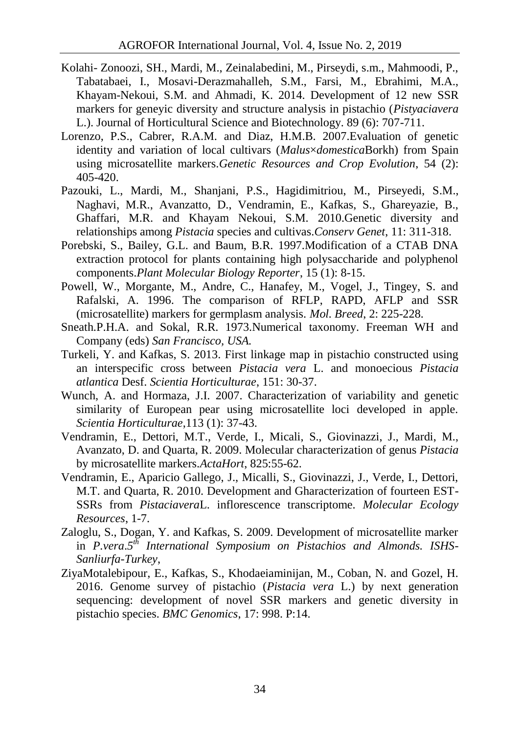Kolahi- Zonoozi, SH., Mardi, M., Zeinalabedini, M., Pirseydi, s.m., Mahmoodi, P., Tabatabaei, I., Mosavi-Derazmahalleh, S.M., Farsi, M., Ebrahimi, M.A., Khayam-Nekoui, S.M. and Ahmadi, K. 2014. Development of 12 new SSR markers for geneyic diversity and structure analysis in pistachio (*Pistyaciavera* L.). Journal of Horticultural Science and Biotechnology. 89 (6): 707-711.

Lorenzo, P.S., Cabrer, R.A.M. and Diaz, H.M.B. 2007.Evaluation of genetic identity and variation of local cultivars (*Malus*×*domestica*Borkh) from Spain using microsatellite markers.*Genetic Resources and Crop Evolution*, 54 (2): 405-420.

Pazouki, L., Mardi, M., Shanjani, P.S., Hagidimitriou, M., Pirseyedi, S.M., Naghavi, M.R., Avanzatto, D., Vendramin, E., Kafkas, S., Ghareyazie, B., Ghaffari, M.R. and Khayam Nekoui, S.M. 2010.Genetic diversity and relationships among *Pistacia* species and cultivas.*Conserv Genet*, 11: 311-318.

Porebski, S., Bailey, G.L. and Baum, B.R. 1997.Modification of a CTAB DNA extraction protocol for plants containing high polysaccharide and polyphenol components.*Plant Molecular Biology Reporter*, 15 (1): 8-15.

Powell, W., Morgante, M., Andre, C., Hanafey, M., Vogel, J., Tingey, S. and Rafalski, A. 1996. The comparison of RFLP, RAPD, AFLP and SSR (microsatellite) markers for germplasm analysis. *Mol. Breed*, 2: 225-228.

Sneath.P.H.A. and Sokal, R.R. 1973.Numerical taxonomy. Freeman WH and Company (eds) *San Francisco, USA.*

Turkeli, Y. and Kafkas, S. 2013. First linkage map in pistachio constructed using an interspecific cross between *Pistacia vera* L. and monoecious *Pistacia atlantica* Desf. *Scientia Horticulturae*, 151: 30-37.

Wunch, A. and Hormaza, J.I. 2007. Characterization of variability and genetic similarity of European pear using microsatellite loci developed in apple. *Scientia Horticulturae*,113 (1): 37-43.

Vendramin, E., Dettori, M.T., Verde, I., Micali, S., Giovinazzi, J., Mardi, M., Avanzato, D. and Quarta, R. 2009. Molecular characterization of genus *Pistacia* by microsatellite markers.*ActaHort*, 825:55-62.

Vendramin, E., Aparicio Gallego, J., Micalli, S., Giovinazzi, J., Verde, I., Dettori, M.T. and Quarta, R. 2010. Development and Gharacterization of fourteen EST-SSRs from *Pistaciavera*L. inflorescence transcriptome. *Molecular Ecology Resources*, 1-7.

Zaloglu, S., Dogan, Y. and Kafkas, S. 2009. Development of microsatellite marker in *P.vera*.*5th International Symposium on Pistachios and Almonds. ISHS-Sanliurfa-Turkey*,

ZiyaMotalebipour, E., Kafkas, S., Khodaeiaminijan, M., Coban, N. and Gozel, H. 2016. Genome survey of pistachio (*Pistacia vera* L.) by next generation sequencing: development of novel SSR markers and genetic diversity in pistachio species. *BMC Genomics*, 17: 998. P:14.